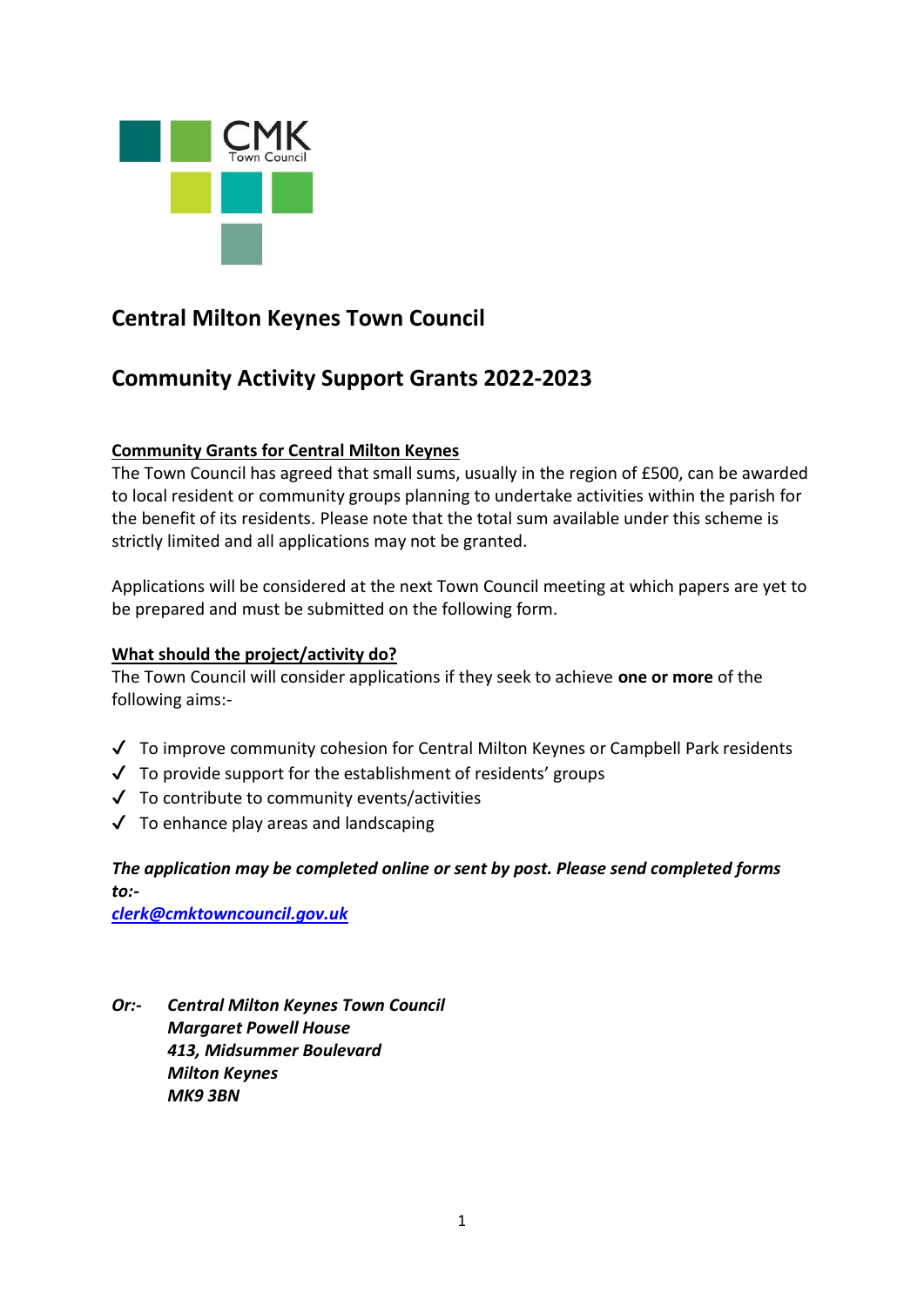CMK Town Council

# Central Milton Keynes Town Council

# Community Activity Support Grants 2022-2023

**Community Grants for Central Milton Keynes**

The Town Council has agreed that small sums, usually in the region of £500, can be awarded to local resident or community groups planning to undertake activities within the parish for the benefit of its residents. Please note that the total sum available under this scheme is strictly limited and all applications may not be granted.

Applications will be considered at the next Town Council meeting at which papers are yet to be prepared and must be submitted on the following form.

**What should the project/activity do?**

The Town Council will consider applications if they seek to achieve **one or more** of the following aims:-

- ✓ To improve community cohesion for Central Milton Keynes or Campbell Park residents
- ✓ To provide support for the establishment of residents' groups
- ✓ To contribute to community events/activities
- ✓ To enhance play areas and landscaping

***The application may be completed online or sent by post. Please send completed forms to:-***

***clerk@cmktowncouncil.gov.uk***

***Or:- Central Milton Keynes Town Council***
***Margaret Powell House***
***413, Midsummer Boulevard***
***Milton Keynes***
***MK9 3BN***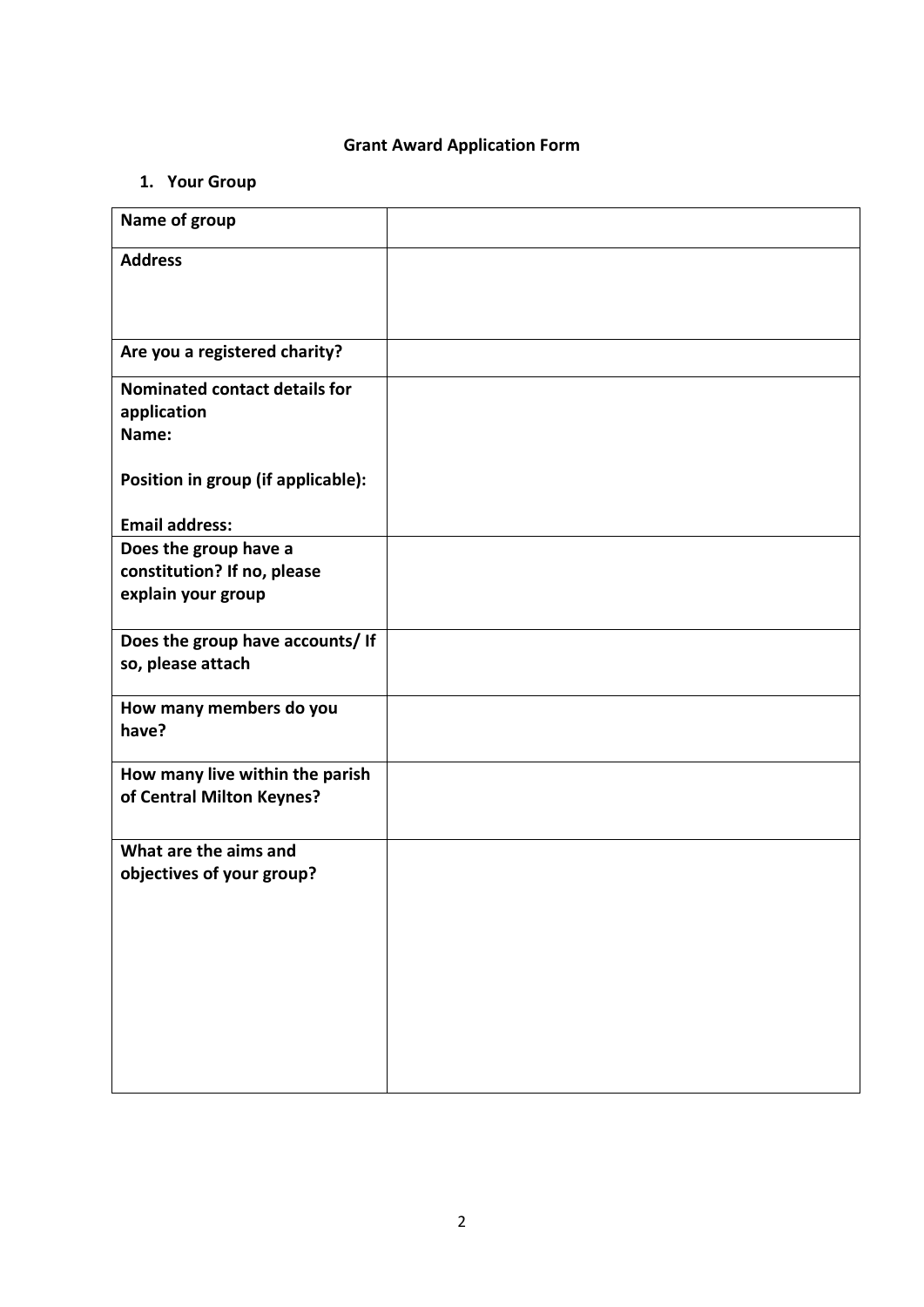# Grant Award Application Form

## 1. Your Group

| | |
|---|---|
| **Name of group** | |
| **Address** | |
| **Are you a registered charity?** | |
| **Nominated contact details for application**<br>**Name:**<br><br>**Position in group (if applicable):**<br><br>**Email address:** | |
| **Does the group have a constitution? If no, please explain your group** | |
| **Does the group have accounts/ If so, please attach** | |
| **How many members do you have?** | |
| **How many live within the parish of Central Milton Keynes?** | |
| **What are the aims and objectives of your group?** | |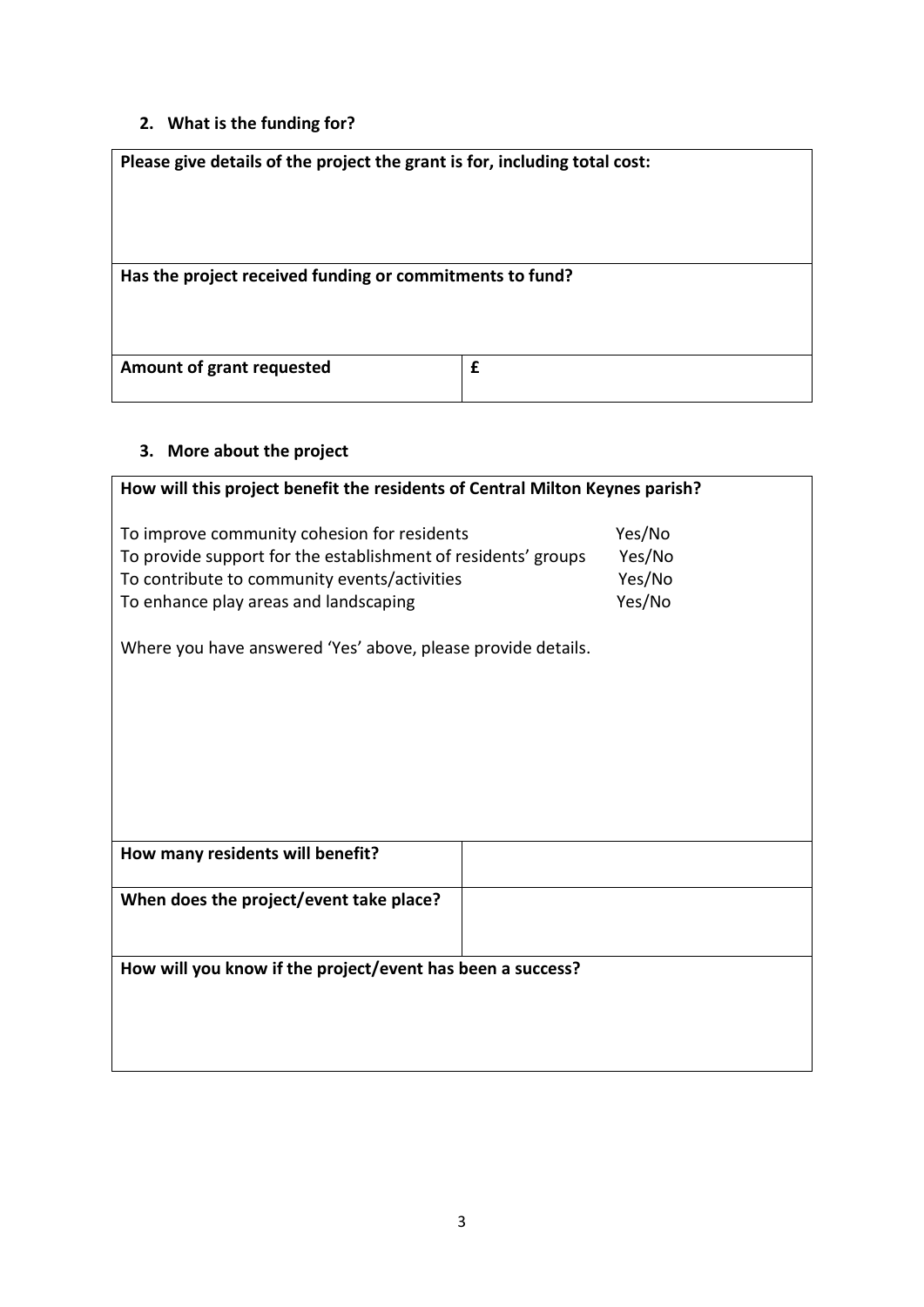## 2. What is the funding for?

| **Please give details of the project the grant is for, including total cost:** | |
|---|---|
| **Has the project received funding or commitments to fund?** | |
| **Amount of grant requested** | £ |

## 3. More about the project

**How will this project benefit the residents of Central Milton Keynes parish?**

| | |
|---|---|
| To improve community cohesion for residents | Yes/No |
| To provide support for the establishment of residents' groups | Yes/No |
| To contribute to community events/activities | Yes/No |
| To enhance play areas and landscaping | Yes/No |

Where you have answered 'Yes' above, please provide details.

| | |
|---|---|
| **How many residents will benefit?** | |
| **When does the project/event take place?** | |

**How will you know if the project/event has been a success?**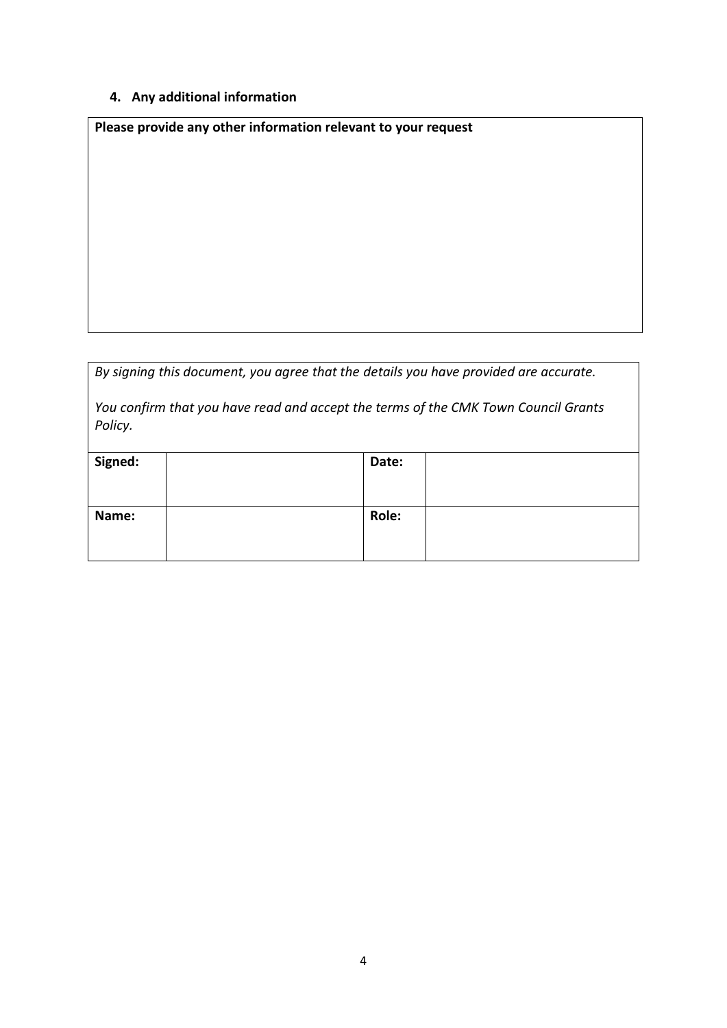4. **Any additional information**

| **Please provide any other information relevant to your request** |
|---|
| |

| | | | |
|---|---|---|---|
| *By signing this document, you agree that the details you have provided are accurate.*<br><br>*You confirm that you have read and accept the terms of the CMK Town Council Grants Policy.* | | | |
| **Signed:** | | **Date:** | |
| **Name:** | | **Role:** | |